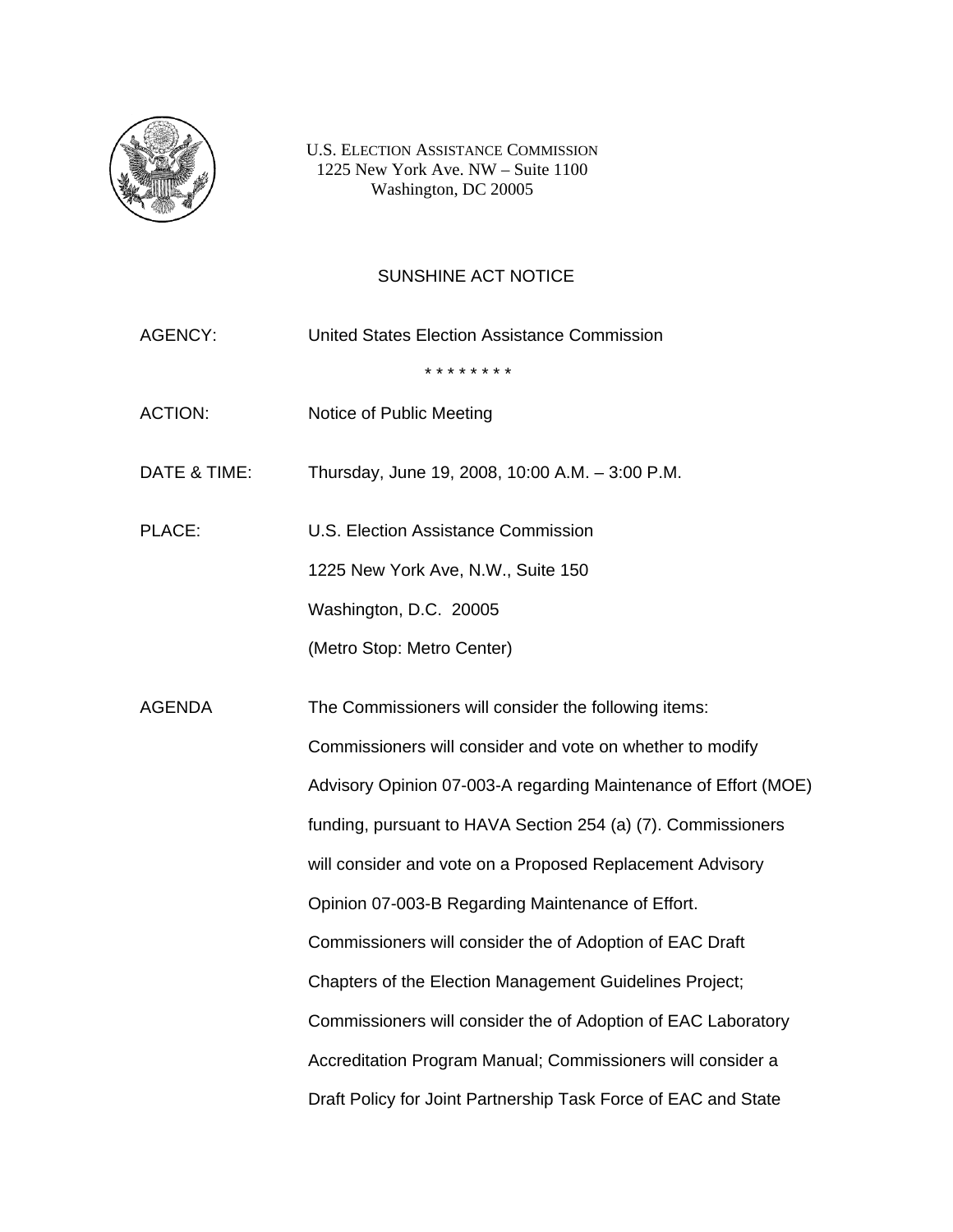U.S. ELECTION ASSISTANCE COMMISSION
1225 New York Ave. NW – Suite 1100
Washington, DC 20005

# SUNSHINE ACT NOTICE

AGENCY: United States Election Assistance Commission

\* \* \* \* \* \* \* \*

ACTION: Notice of Public Meeting

DATE & TIME: Thursday, June 19, 2008, 10:00 A.M. – 3:00 P.M.

PLACE: U.S. Election Assistance Commission
1225 New York Ave, N.W., Suite 150
Washington, D.C. 20005
(Metro Stop: Metro Center)

AGENDA The Commissioners will consider the following items: Commissioners will consider and vote on whether to modify Advisory Opinion 07-003-A regarding Maintenance of Effort (MOE) funding, pursuant to HAVA Section 254 (a) (7). Commissioners will consider and vote on a Proposed Replacement Advisory Opinion 07-003-B Regarding Maintenance of Effort. Commissioners will consider the of Adoption of EAC Draft Chapters of the Election Management Guidelines Project; Commissioners will consider the of Adoption of EAC Laboratory Accreditation Program Manual; Commissioners will consider a Draft Policy for Joint Partnership Task Force of EAC and State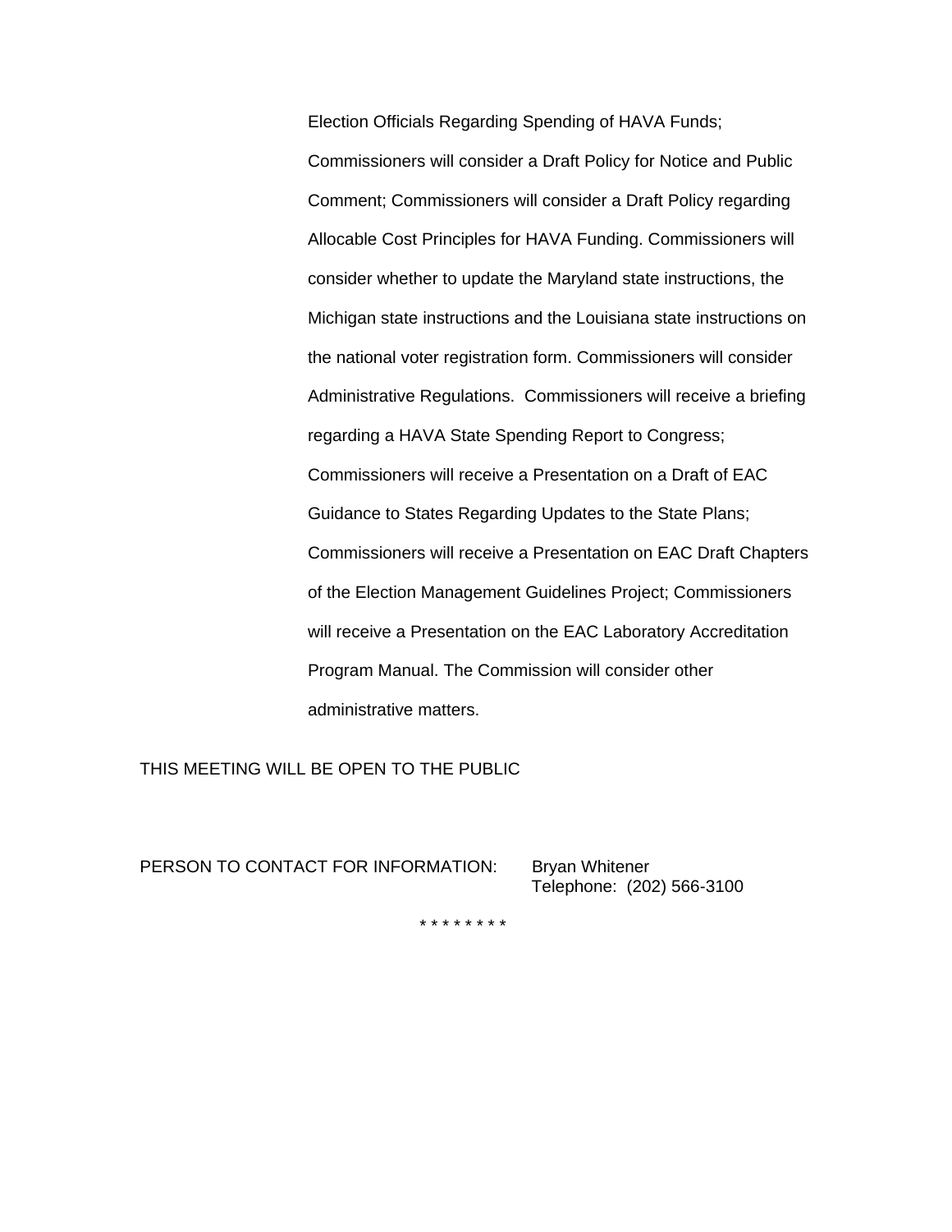Election Officials Regarding Spending of HAVA Funds; Commissioners will consider a Draft Policy for Notice and Public Comment; Commissioners will consider a Draft Policy regarding Allocable Cost Principles for HAVA Funding. Commissioners will consider whether to update the Maryland state instructions, the Michigan state instructions and the Louisiana state instructions on the national voter registration form. Commissioners will consider Administrative Regulations. Commissioners will receive a briefing regarding a HAVA State Spending Report to Congress; Commissioners will receive a Presentation on a Draft of EAC Guidance to States Regarding Updates to the State Plans; Commissioners will receive a Presentation on EAC Draft Chapters of the Election Management Guidelines Project; Commissioners will receive a Presentation on the EAC Laboratory Accreditation Program Manual. The Commission will consider other administrative matters.

THIS MEETING WILL BE OPEN TO THE PUBLIC

PERSON TO CONTACT FOR INFORMATION: Bryan Whitener
Telephone: (202) 566-3100

* * * * * * * *